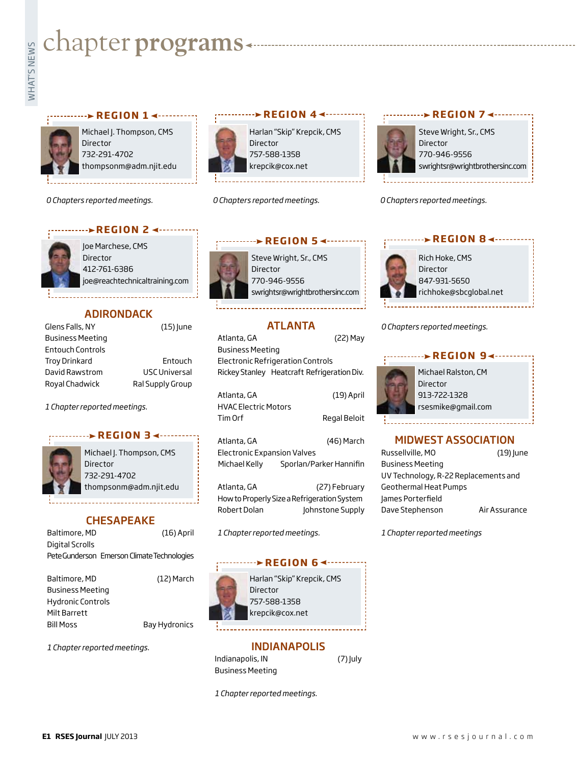# chapter programs

## REGION 1

Michael J. Thompson, CMS
Director
732-291-4702
thompsonm@adm.njit.edu

*0 Chapters reported meetings.*

## REGION 2

Joe Marchese, CMS
Director
412-761-6386
joe@reachtechnicaltraining.com

### ADIRONDACK

Glens Falls, NY (15) June
Business Meeting
Entouch Controls
Troy Drinkard — Entouch
David Rawstrom — USC Universal
Royal Chadwick — Ral Supply Group

*1 Chapter reported meetings.*

## REGION 3

Michael J. Thompson, CMS
Director
732-291-4702
thompsonm@adm.njit.edu

### CHESAPEAKE

Baltimore, MD (16) April
Digital Scrolls
Pete Gunderson — Emerson Climate Technologies

Baltimore, MD (12) March
Business Meeting
Hydronic Controls
Milt Barrett
Bill Moss — Bay Hydronics

*1 Chapter reported meetings.*

## REGION 4

Harlan "Skip" Krepcik, CMS
Director
757-588-1358
krepcik@cox.net

*0 Chapters reported meetings.*

## REGION 5

Steve Wright, Sr., CMS
Director
770-946-9556
swrightsr@wrightbrothersinc.com

### ATLANTA

Atlanta, GA (22) May
Business Meeting
Electronic Refrigeration Controls
Rickey Stanley — Heatcraft Refrigeration Div.

Atlanta, GA (19) April
HVAC Electric Motors
Tim Orf — Regal Beloit

Atlanta, GA (46) March
Electronic Expansion Valves
Michael Kelly — Sporlan/Parker Hannifin

Atlanta, GA (27) February
How to Properly Size a Refrigeration System
Robert Dolan — Johnstone Supply

*1 Chapter reported meetings.*

## REGION 6

Harlan "Skip" Krepcik, CMS
Director
757-588-1358
krepcik@cox.net

### INDIANAPOLIS

Indianapolis, IN (7) July
Business Meeting

*1 Chapter reported meetings.*

## REGION 7

Steve Wright, Sr., CMS
Director
770-946-9556
swrightsr@wrightbrothersinc.com

*0 Chapters reported meetings.*

## REGION 8

Rich Hoke, CMS
Director
847-931-5650
richhoke@sbcglobal.net

*0 Chapters reported meetings.*

## REGION 9

Michael Ralston, CM
Director
913-722-1328
rsesmike@gmail.com

### MIDWEST ASSOCIATION

Russellville, MO (19) June
Business Meeting
UV Technology, R-22 Replacements and Geothermal Heat Pumps
James Porterfield
Dave Stephenson — Air Assurance

*1 Chapter reported meetings*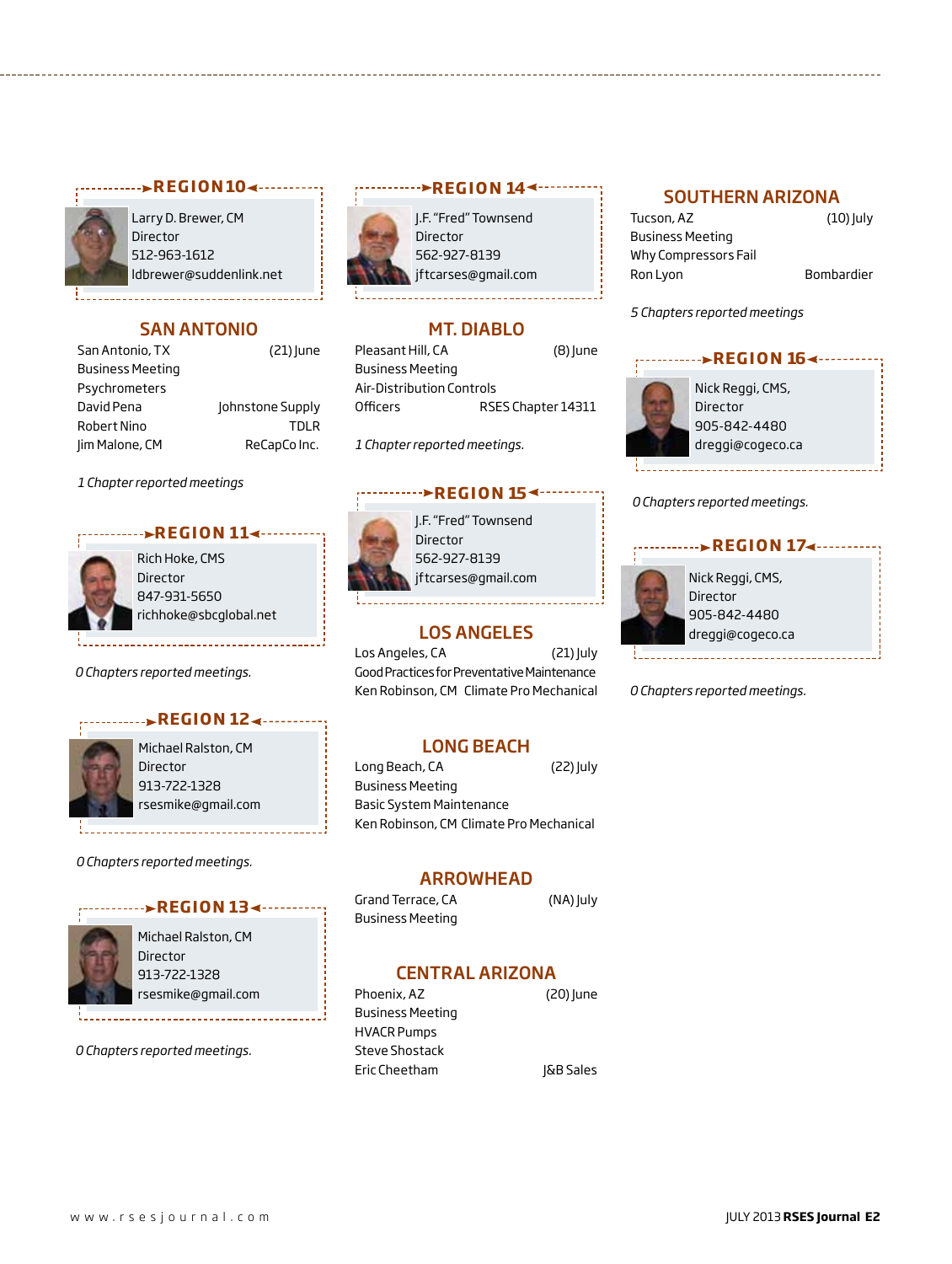## REGION 10

Larry D. Brewer, CM
Director
512-963-1612
ldbrewer@suddenlink.net

### SAN ANTONIO

San Antonio, TX (21) June
Business Meeting
Psychrometers
David Pena — Johnstone Supply
Robert Nino — TDLR
Jim Malone, CM — ReCapCo Inc.

*1 Chapter reported meetings*

## REGION 11

Rich Hoke, CMS
Director
847-931-5650
richhoke@sbcglobal.net

*0 Chapters reported meetings.*

## REGION 12

Michael Ralston, CM
Director
913-722-1328
rsesmike@gmail.com

*0 Chapters reported meetings.*

## REGION 13

Michael Ralston, CM
Director
913-722-1328
rsesmike@gmail.com

*0 Chapters reported meetings.*

## REGION 14

J.F. "Fred" Townsend
Director
562-927-8139
jftcarses@gmail.com

### MT. DIABLO

Pleasant Hill, CA (8) June
Business Meeting
Air-Distribution Controls
Officers — RSES Chapter 14311

*1 Chapter reported meetings.*

## REGION 15

J.F. "Fred" Townsend
Director
562-927-8139
jftcarses@gmail.com

### LOS ANGELES

Los Angeles, CA (21) July
Good Practices for Preventative Maintenance
Ken Robinson, CM — Climate Pro Mechanical

### LONG BEACH

Long Beach, CA (22) July
Business Meeting
Basic System Maintenance
Ken Robinson, CM — Climate Pro Mechanical

### ARROWHEAD

Grand Terrace, CA (NA) July
Business Meeting

### CENTRAL ARIZONA

Phoenix, AZ (20) June
Business Meeting
HVACR Pumps
Steve Shostack
Eric Cheetham — J&B Sales

### SOUTHERN ARIZONA

Tucson, AZ (10) July
Business Meeting
Why Compressors Fail
Ron Lyon — Bombardier

*5 Chapters reported meetings*

## REGION 16

Nick Reggi, CMS,
Director
905-842-4480
dreggi@cogeco.ca

*0 Chapters reported meetings.*

## REGION 17

Nick Reggi, CMS,
Director
905-842-4480
dreggi@cogeco.ca

*0 Chapters reported meetings.*